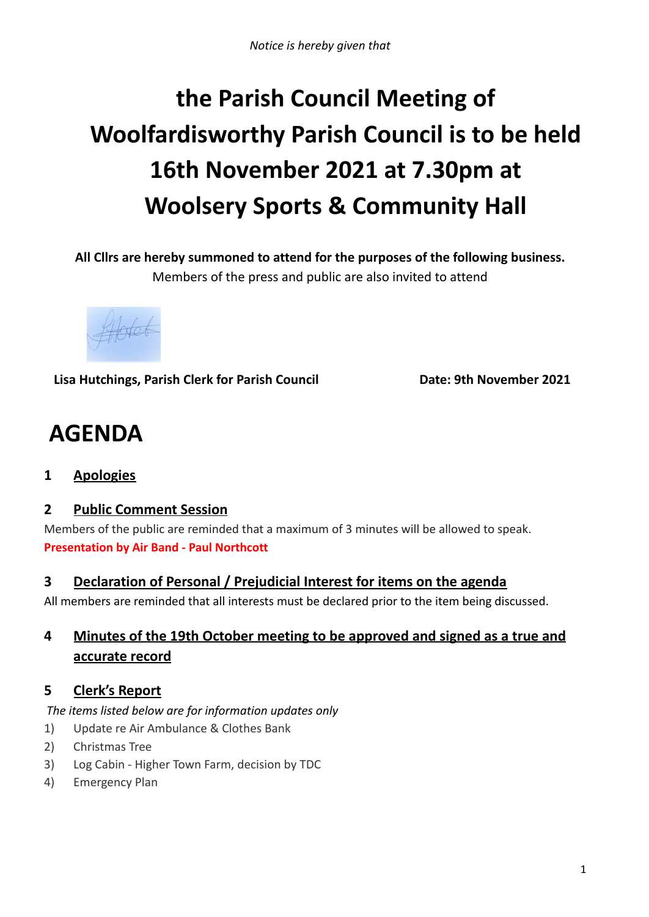*Notice is hereby given that*

# the Parish Council Meeting of Woolfardisworthy Parish Council is to be held 16th November 2021 at 7.30pm at Woolsery Sports & Community Hall

**All Cllrs are hereby summoned to attend for the purposes of the following business.**
Members of the press and public are also invited to attend

**Lisa Hutchings, Parish Clerk for Parish Council** **Date: 9th November 2021**

# AGENDA

## 1 Apologies

## 2 Public Comment Session

Members of the public are reminded that a maximum of 3 minutes will be allowed to speak.
**Presentation by Air Band - Paul Northcott**

## 3 Declaration of Personal / Prejudicial Interest for items on the agenda

All members are reminded that all interests must be declared prior to the item being discussed.

## 4 Minutes of the 19th October meeting to be approved and signed as a true and accurate record

## 5 Clerk's Report

*The items listed below are for information updates only*

1) Update re Air Ambulance & Clothes Bank
2) Christmas Tree
3) Log Cabin - Higher Town Farm, decision by TDC
4) Emergency Plan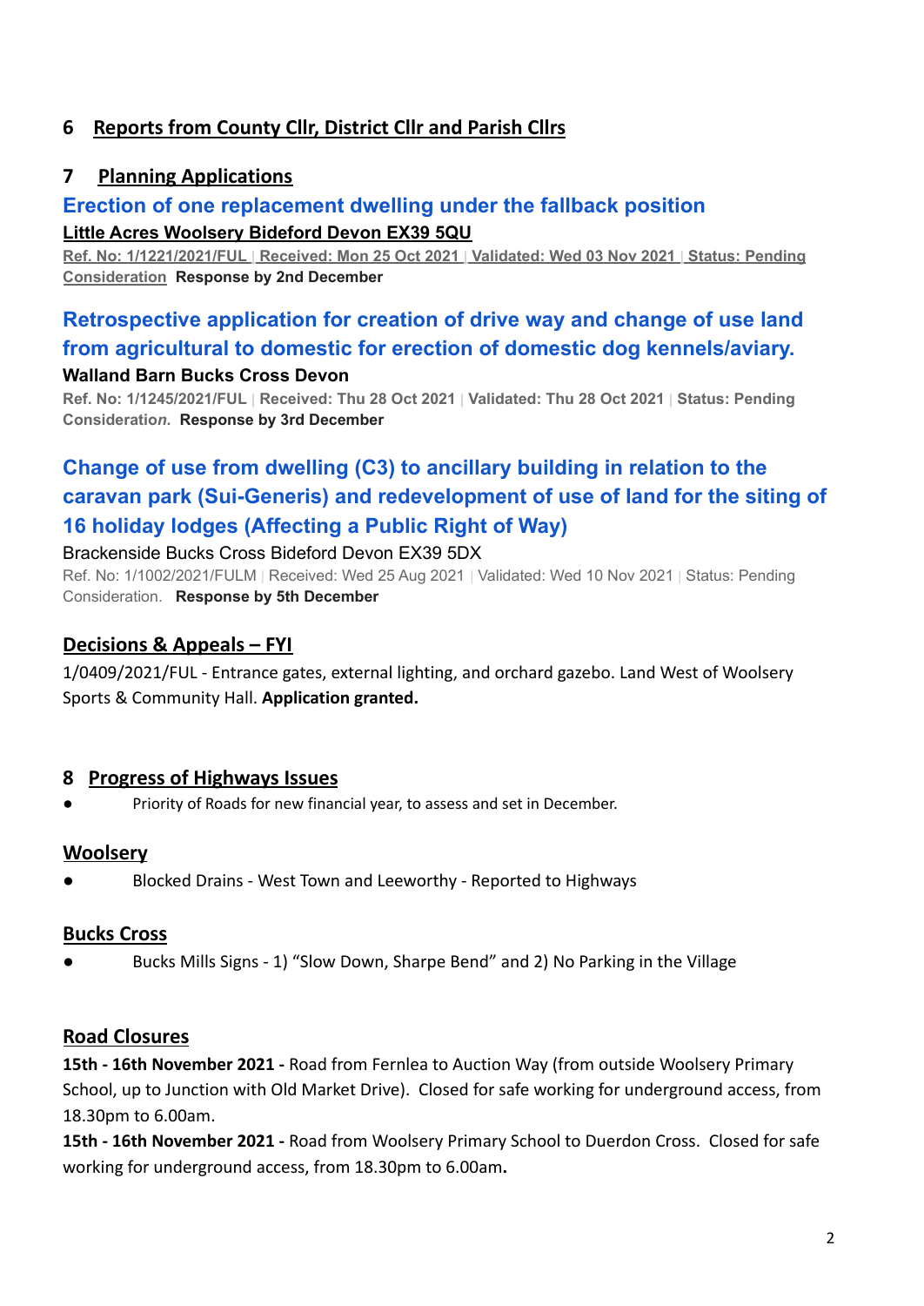## 6 Reports from County Cllr, District Cllr and Parish Cllrs

## 7 Planning Applications

### Erection of one replacement dwelling under the fallback position

**Little Acres Woolsery Bideford Devon EX39 5QU**

**Ref. No: 1/1221/2021/FUL | Received: Mon 25 Oct 2021 | Validated: Wed 03 Nov 2021 | Status: Pending Consideration** **Response by 2nd December**

### Retrospective application for creation of drive way and change of use land from agricultural to domestic for erection of domestic dog kennels/aviary.

**Walland Barn Bucks Cross Devon**

**Ref. No: 1/1245/2021/FUL | Received: Thu 28 Oct 2021 | Validated: Thu 28 Oct 2021 | Status: Pending Consideration*n.*** **Response by 3rd December**

### Change of use from dwelling (C3) to ancillary building in relation to the caravan park (Sui-Generis) and redevelopment of use of land for the siting of 16 holiday lodges (Affecting a Public Right of Way)

Brackenside Bucks Cross Bideford Devon EX39 5DX

Ref. No: 1/1002/2021/FULM | Received: Wed 25 Aug 2021 | Validated: Wed 10 Nov 2021 | Status: Pending Consideration. **Response by 5th December**

### Decisions & Appeals – FYI

1/0409/2021/FUL - Entrance gates, external lighting, and orchard gazebo. Land West of Woolsery Sports & Community Hall. **Application granted.**

## 8 Progress of Highways Issues

- Priority of Roads for new financial year, to assess and set in December.

### Woolsery

- Blocked Drains - West Town and Leeworthy - Reported to Highways

### Bucks Cross

- Bucks Mills Signs - 1) "Slow Down, Sharpe Bend" and 2) No Parking in the Village

### Road Closures

**15th - 16th November 2021 -** Road from Fernlea to Auction Way (from outside Woolsery Primary School, up to Junction with Old Market Drive). Closed for safe working for underground access, from 18.30pm to 6.00am.

**15th - 16th November 2021 -** Road from Woolsery Primary School to Duerdon Cross. Closed for safe working for underground access, from 18.30pm to 6.00am**.**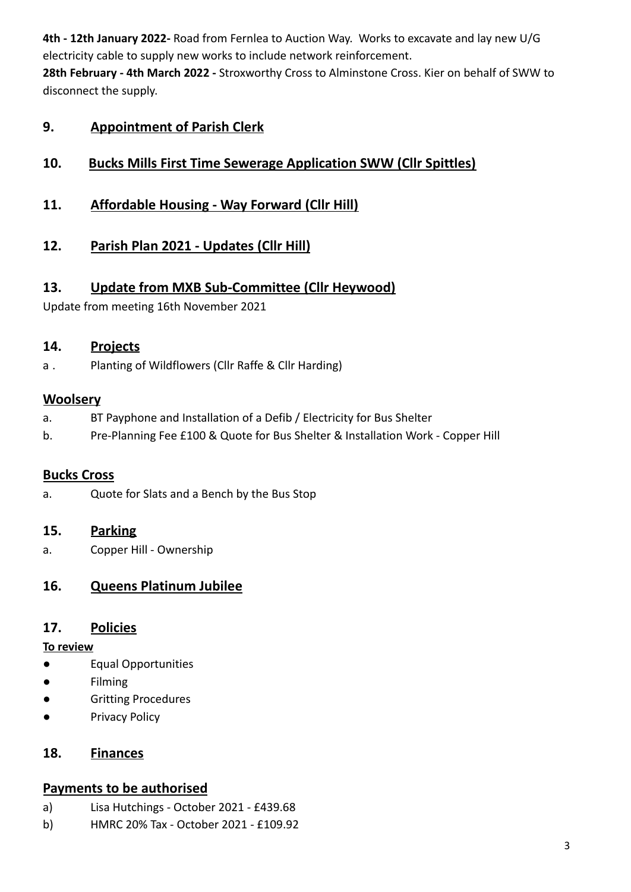**4th - 12th January 2022-** Road from Fernlea to Auction Way. Works to excavate and lay new U/G electricity cable to supply new works to include network reinforcement.
**28th February - 4th March 2022 -** Stroxworthy Cross to Alminstone Cross. Kier on behalf of SWW to disconnect the supply.

## 9. Appointment of Parish Clerk

## 10. Bucks Mills First Time Sewerage Application SWW (Cllr Spittles)

## 11. Affordable Housing - Way Forward (Cllr Hill)

## 12. Parish Plan 2021 - Updates (Cllr Hill)

## 13. Update from MXB Sub-Committee (Cllr Heywood)

Update from meeting 16th November 2021

## 14. Projects

a . Planting of Wildflowers (Cllr Raffe & Cllr Harding)

### Woolsery

a. BT Payphone and Installation of a Defib / Electricity for Bus Shelter
b. Pre-Planning Fee £100 & Quote for Bus Shelter & Installation Work - Copper Hill

### Bucks Cross

a. Quote for Slats and a Bench by the Bus Stop

## 15. Parking

a. Copper Hill - Ownership

## 16. Queens Platinum Jubilee

## 17. Policies

**To review**

- Equal Opportunities
- Filming
- Gritting Procedures
- Privacy Policy

## 18. Finances

### Payments to be authorised

a) Lisa Hutchings - October 2021 - £439.68
b) HMRC 20% Tax - October 2021 - £109.92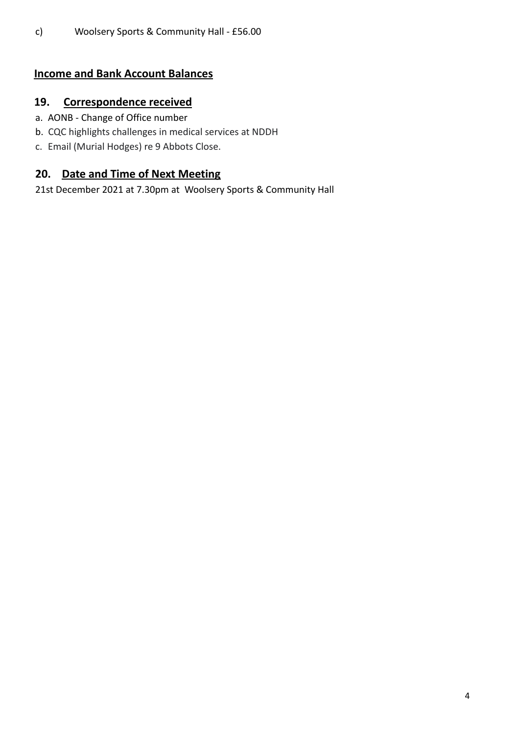c) Woolsery Sports & Community Hall - £56.00

## Income and Bank Account Balances

## 19. Correspondence received

a. AONB - Change of Office number
b. CQC highlights challenges in medical services at NDDH
c. Email (Murial Hodges) re 9 Abbots Close.

## 20. Date and Time of Next Meeting

21st December 2021 at 7.30pm at Woolsery Sports & Community Hall